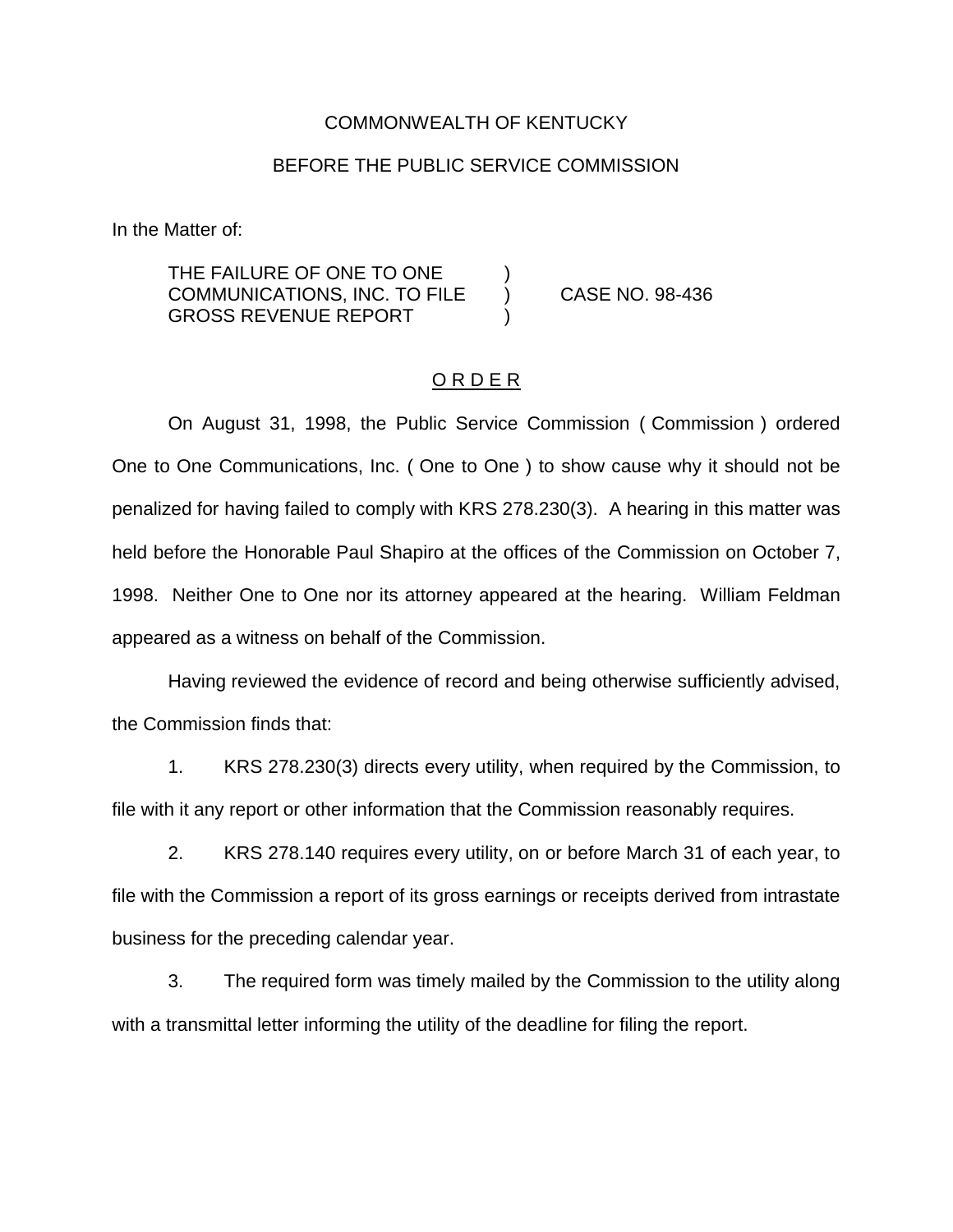COMMONWEALTH OF KENTUCKY

BEFORE THE PUBLIC SERVICE COMMISSION

In the Matter of:

THE FAILURE OF ONE TO ONE COMMUNICATIONS, INC. TO FILE GROSS REVENUE REPORT ) CASE NO. 98-436

O R D E R

On August 31, 1998, the Public Service Commission ( Commission ) ordered One to One Communications, Inc. ( One to One ) to show cause why it should not be penalized for having failed to comply with KRS 278.230(3). A hearing in this matter was held before the Honorable Paul Shapiro at the offices of the Commission on October 7, 1998. Neither One to One nor its attorney appeared at the hearing. William Feldman appeared as a witness on behalf of the Commission.

Having reviewed the evidence of record and being otherwise sufficiently advised, the Commission finds that:

1. KRS 278.230(3) directs every utility, when required by the Commission, to file with it any report or other information that the Commission reasonably requires.

2. KRS 278.140 requires every utility, on or before March 31 of each year, to file with the Commission a report of its gross earnings or receipts derived from intrastate business for the preceding calendar year.

3. The required form was timely mailed by the Commission to the utility along with a transmittal letter informing the utility of the deadline for filing the report.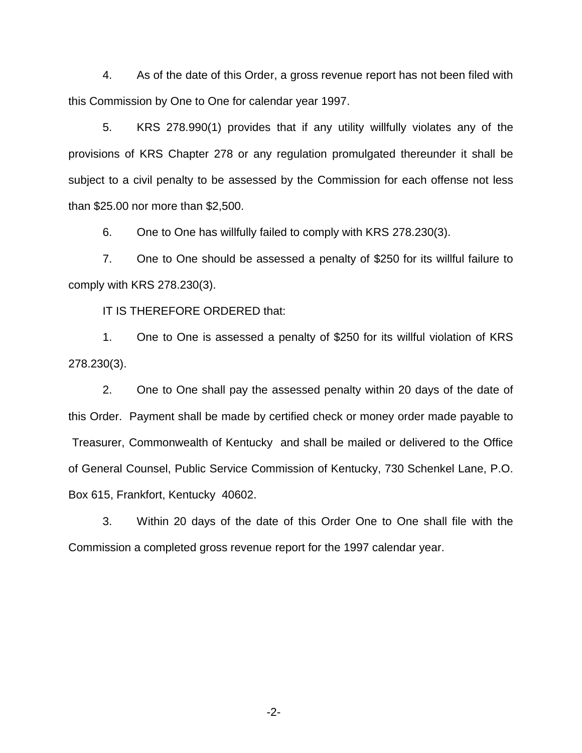4. As of the date of this Order, a gross revenue report has not been filed with this Commission by One to One for calendar year 1997.

5. KRS 278.990(1) provides that if any utility willfully violates any of the provisions of KRS Chapter 278 or any regulation promulgated thereunder it shall be subject to a civil penalty to be assessed by the Commission for each offense not less than $25.00 nor more than $2,500.

6. One to One has willfully failed to comply with KRS 278.230(3).

7. One to One should be assessed a penalty of $250 for its willful failure to comply with KRS 278.230(3).

IT IS THEREFORE ORDERED that:

1. One to One is assessed a penalty of $250 for its willful violation of KRS 278.230(3).

2. One to One shall pay the assessed penalty within 20 days of the date of this Order. Payment shall be made by certified check or money order made payable to Treasurer, Commonwealth of Kentucky and shall be mailed or delivered to the Office of General Counsel, Public Service Commission of Kentucky, 730 Schenkel Lane, P.O. Box 615, Frankfort, Kentucky 40602.

3. Within 20 days of the date of this Order One to One shall file with the Commission a completed gross revenue report for the 1997 calendar year.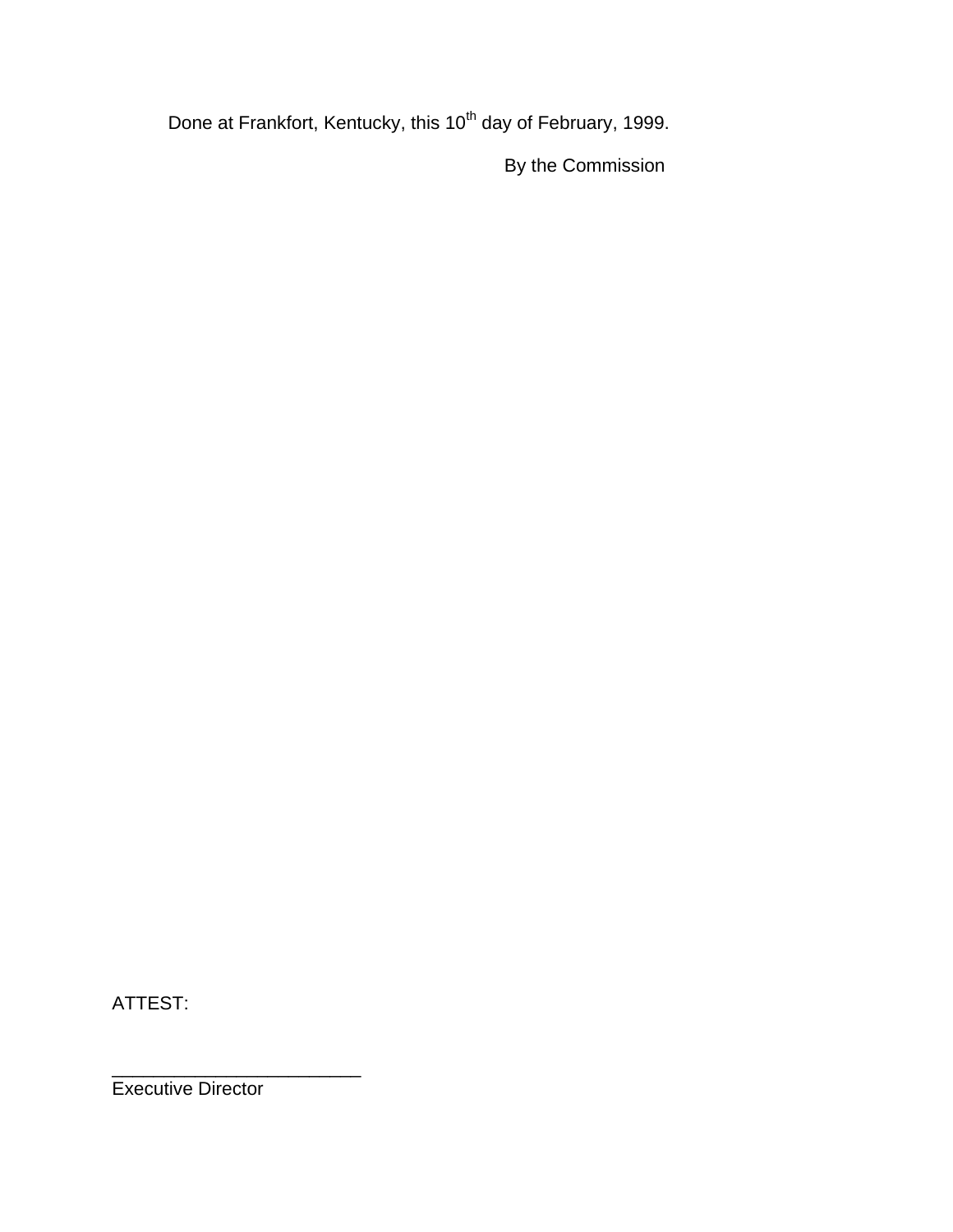Done at Frankfort, Kentucky, this 10th day of February, 1999.

By the Commission

ATTEST:

________________________
Executive Director